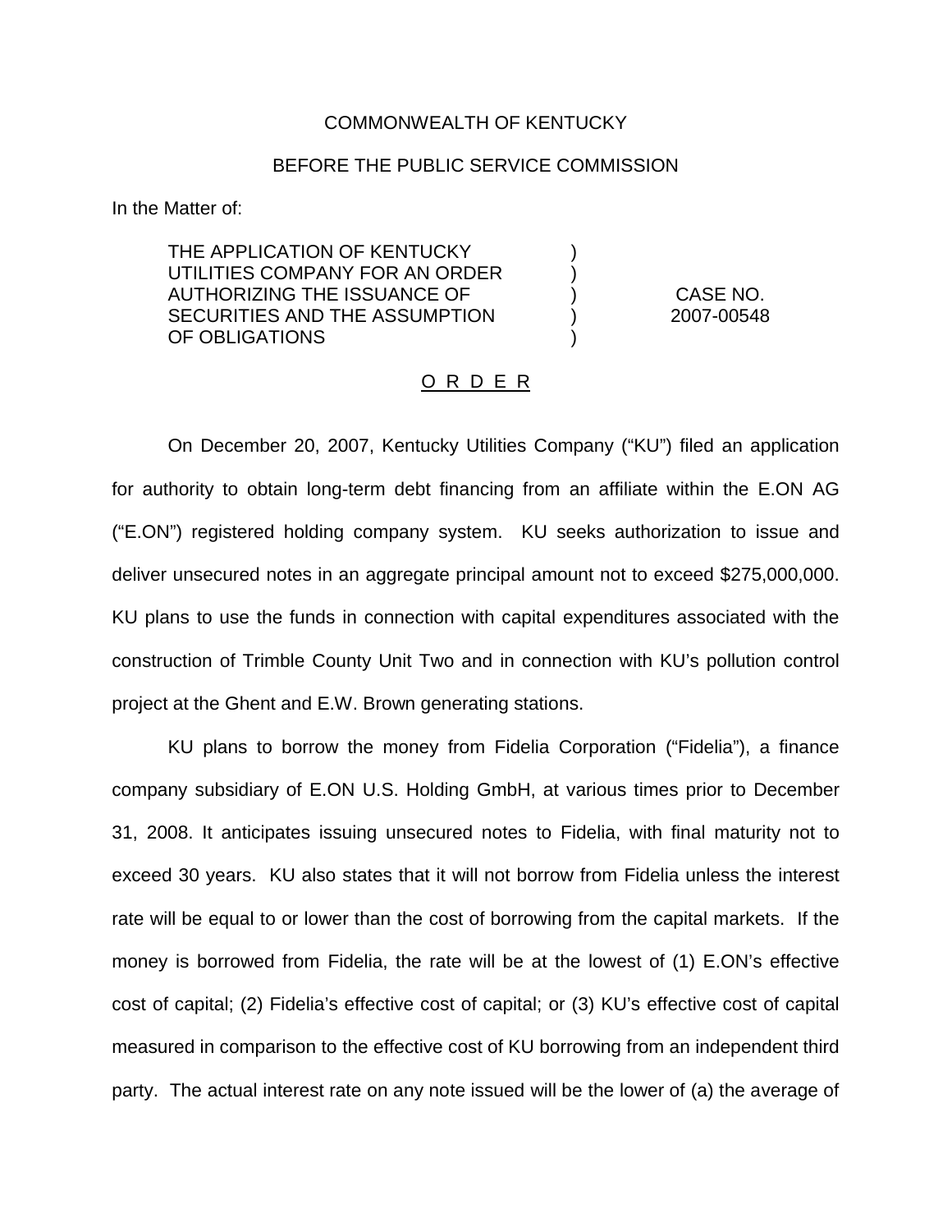COMMONWEALTH OF KENTUCKY

BEFORE THE PUBLIC SERVICE COMMISSION

In the Matter of:

| | | |
|---|---|---|
| THE APPLICATION OF KENTUCKY UTILITIES COMPANY FOR AN ORDER AUTHORIZING THE ISSUANCE OF SECURITIES AND THE ASSUMPTION OF OBLIGATIONS | ) ) ) ) ) | CASE NO. 2007-00548 |

O R D E R

On December 20, 2007, Kentucky Utilities Company ("KU") filed an application for authority to obtain long-term debt financing from an affiliate within the E.ON AG ("E.ON") registered holding company system. KU seeks authorization to issue and deliver unsecured notes in an aggregate principal amount not to exceed $275,000,000. KU plans to use the funds in connection with capital expenditures associated with the construction of Trimble County Unit Two and in connection with KU's pollution control project at the Ghent and E.W. Brown generating stations.

KU plans to borrow the money from Fidelia Corporation ("Fidelia"), a finance company subsidiary of E.ON U.S. Holding GmbH, at various times prior to December 31, 2008. It anticipates issuing unsecured notes to Fidelia, with final maturity not to exceed 30 years. KU also states that it will not borrow from Fidelia unless the interest rate will be equal to or lower than the cost of borrowing from the capital markets. If the money is borrowed from Fidelia, the rate will be at the lowest of (1) E.ON's effective cost of capital; (2) Fidelia's effective cost of capital; or (3) KU's effective cost of capital measured in comparison to the effective cost of KU borrowing from an independent third party. The actual interest rate on any note issued will be the lower of (a) the average of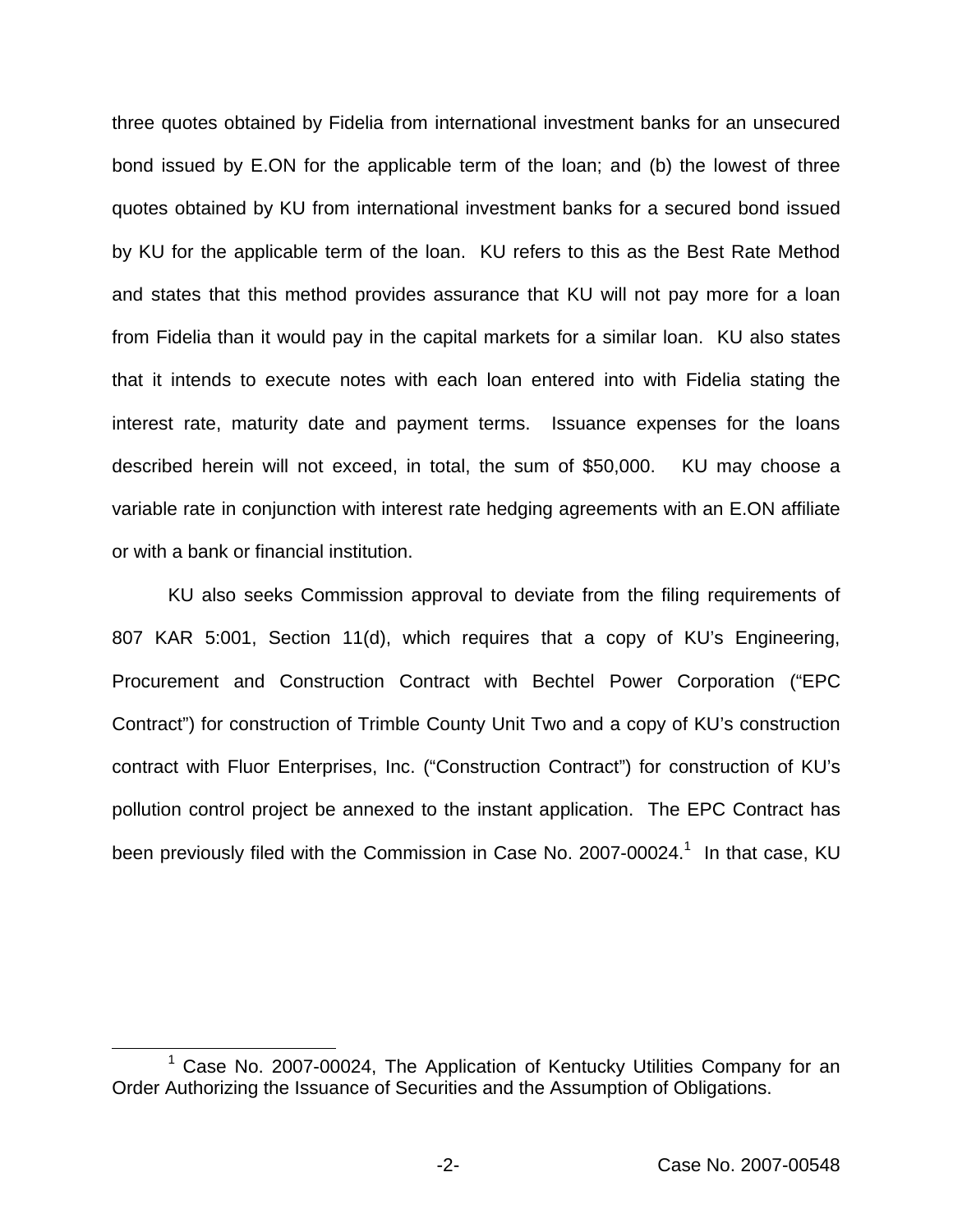three quotes obtained by Fidelia from international investment banks for an unsecured bond issued by E.ON for the applicable term of the loan; and (b) the lowest of three quotes obtained by KU from international investment banks for a secured bond issued by KU for the applicable term of the loan. KU refers to this as the Best Rate Method and states that this method provides assurance that KU will not pay more for a loan from Fidelia than it would pay in the capital markets for a similar loan. KU also states that it intends to execute notes with each loan entered into with Fidelia stating the interest rate, maturity date and payment terms. Issuance expenses for the loans described herein will not exceed, in total, the sum of $50,000. KU may choose a variable rate in conjunction with interest rate hedging agreements with an E.ON affiliate or with a bank or financial institution.

KU also seeks Commission approval to deviate from the filing requirements of 807 KAR 5:001, Section 11(d), which requires that a copy of KU's Engineering, Procurement and Construction Contract with Bechtel Power Corporation ("EPC Contract") for construction of Trimble County Unit Two and a copy of KU's construction contract with Fluor Enterprises, Inc. ("Construction Contract") for construction of KU's pollution control project be annexed to the instant application. The EPC Contract has been previously filed with the Commission in Case No. 2007-00024.[1] In that case, KU

[1] Case No. 2007-00024, The Application of Kentucky Utilities Company for an Order Authorizing the Issuance of Securities and the Assumption of Obligations.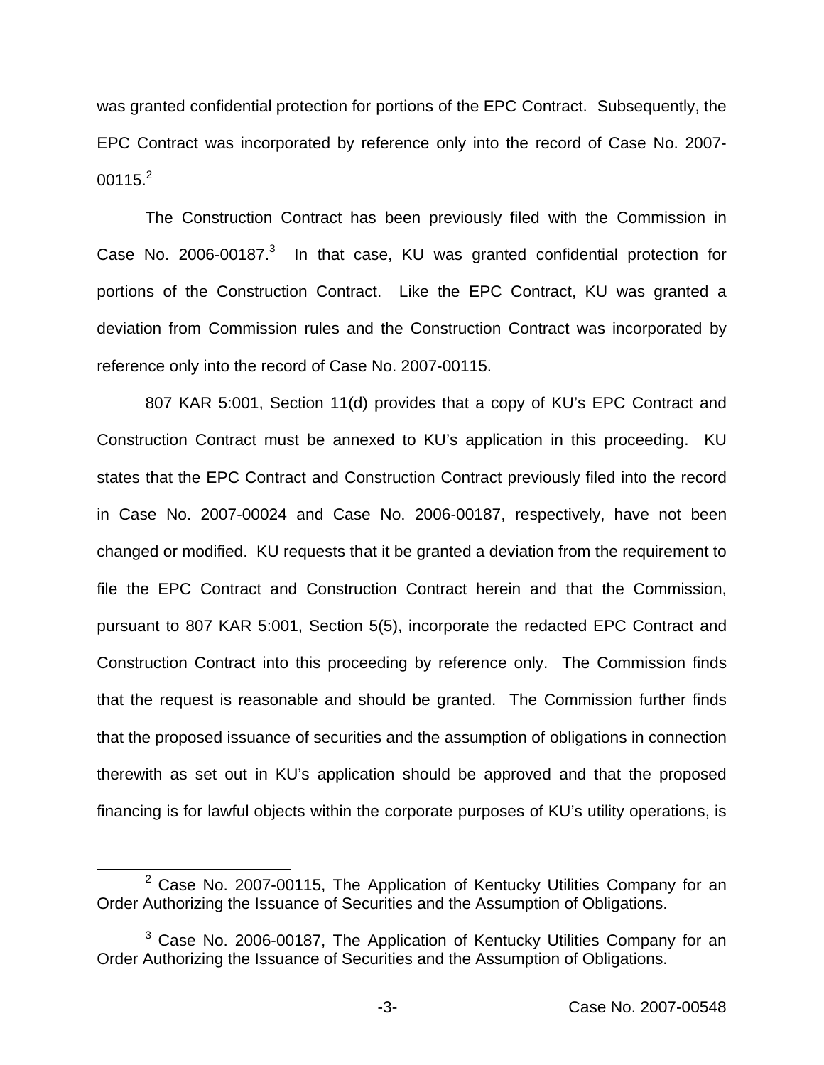was granted confidential protection for portions of the EPC Contract. Subsequently, the EPC Contract was incorporated by reference only into the record of Case No. 2007-00115.[2]

The Construction Contract has been previously filed with the Commission in Case No. 2006-00187.[3] In that case, KU was granted confidential protection for portions of the Construction Contract. Like the EPC Contract, KU was granted a deviation from Commission rules and the Construction Contract was incorporated by reference only into the record of Case No. 2007-00115.

807 KAR 5:001, Section 11(d) provides that a copy of KU's EPC Contract and Construction Contract must be annexed to KU's application in this proceeding. KU states that the EPC Contract and Construction Contract previously filed into the record in Case No. 2007-00024 and Case No. 2006-00187, respectively, have not been changed or modified. KU requests that it be granted a deviation from the requirement to file the EPC Contract and Construction Contract herein and that the Commission, pursuant to 807 KAR 5:001, Section 5(5), incorporate the redacted EPC Contract and Construction Contract into this proceeding by reference only. The Commission finds that the request is reasonable and should be granted. The Commission further finds that the proposed issuance of securities and the assumption of obligations in connection therewith as set out in KU's application should be approved and that the proposed financing is for lawful objects within the corporate purposes of KU's utility operations, is

[2] Case No. 2007-00115, The Application of Kentucky Utilities Company for an Order Authorizing the Issuance of Securities and the Assumption of Obligations.

[3] Case No. 2006-00187, The Application of Kentucky Utilities Company for an Order Authorizing the Issuance of Securities and the Assumption of Obligations.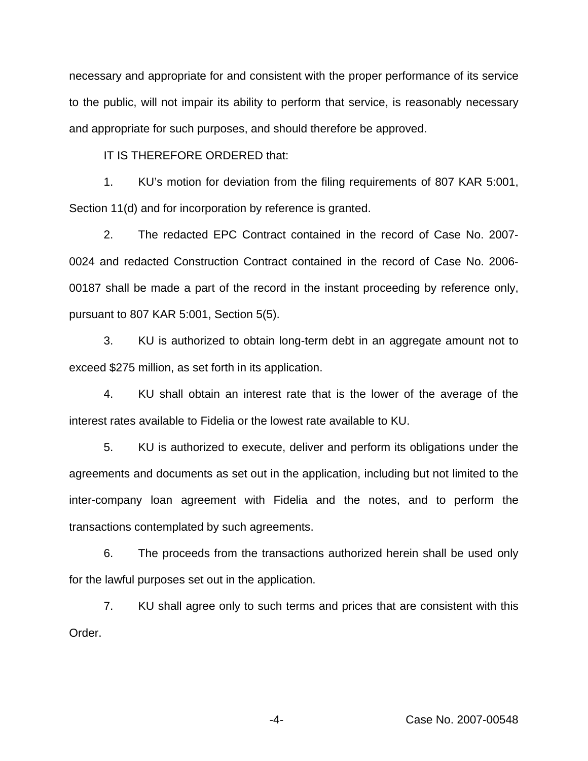necessary and appropriate for and consistent with the proper performance of its service to the public, will not impair its ability to perform that service, is reasonably necessary and appropriate for such purposes, and should therefore be approved.

IT IS THEREFORE ORDERED that:

1. KU's motion for deviation from the filing requirements of 807 KAR 5:001, Section 11(d) and for incorporation by reference is granted.

2. The redacted EPC Contract contained in the record of Case No. 2007-0024 and redacted Construction Contract contained in the record of Case No. 2006-00187 shall be made a part of the record in the instant proceeding by reference only, pursuant to 807 KAR 5:001, Section 5(5).

3. KU is authorized to obtain long-term debt in an aggregate amount not to exceed $275 million, as set forth in its application.

4. KU shall obtain an interest rate that is the lower of the average of the interest rates available to Fidelia or the lowest rate available to KU.

5. KU is authorized to execute, deliver and perform its obligations under the agreements and documents as set out in the application, including but not limited to the inter-company loan agreement with Fidelia and the notes, and to perform the transactions contemplated by such agreements.

6. The proceeds from the transactions authorized herein shall be used only for the lawful purposes set out in the application.

7. KU shall agree only to such terms and prices that are consistent with this Order.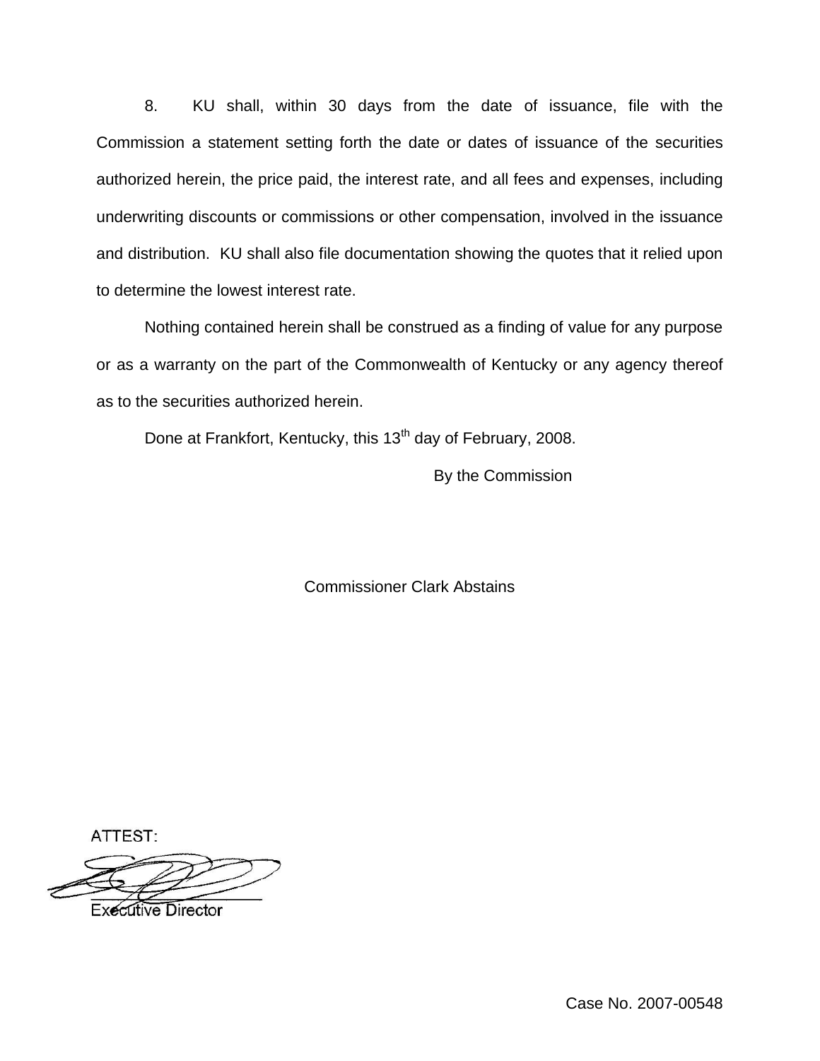8. KU shall, within 30 days from the date of issuance, file with the Commission a statement setting forth the date or dates of issuance of the securities authorized herein, the price paid, the interest rate, and all fees and expenses, including underwriting discounts or commissions or other compensation, involved in the issuance and distribution. KU shall also file documentation showing the quotes that it relied upon to determine the lowest interest rate.

Nothing contained herein shall be construed as a finding of value for any purpose or as a warranty on the part of the Commonwealth of Kentucky or any agency thereof as to the securities authorized herein.

Done at Frankfort, Kentucky, this 13th day of February, 2008.

By the Commission

Commissioner Clark Abstains

ATTEST:

Executive Director

Case No. 2007-00548